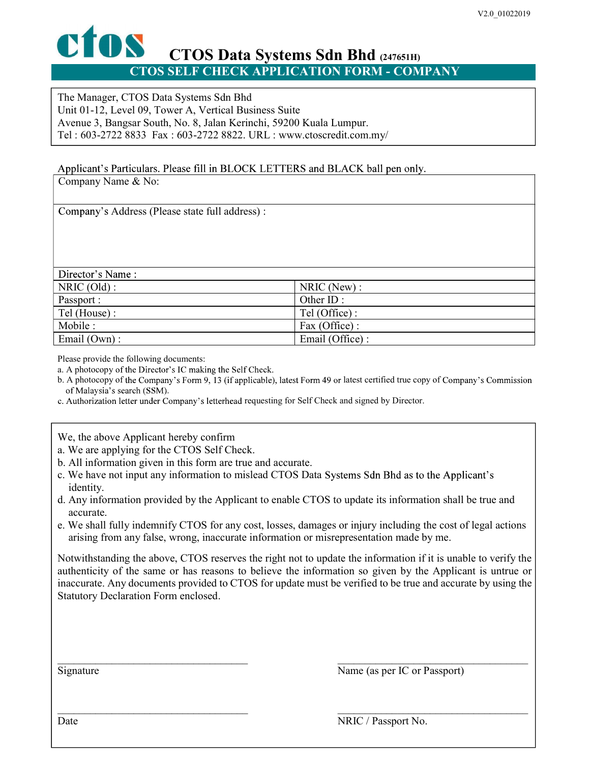V2.0_01022019

# ctos CTOS Data Systems Sdn Bhd (247651H)

## CTOS SELF CHECK APPLICATION FORM - COMPANY

The Manager, CTOS Data Systems Sdn Bhd
Unit 01-12, Level 09, Tower A, Vertical Business Suite
Avenue 3, Bangsar South, No. 8, Jalan Kerinchi, 59200 Kuala Lumpur.
Tel : 603-2722 8833 Fax : 603-2722 8822. URL : www.ctoscredit.com.my/

Applicant's Particulars. Please fill in BLOCK LETTERS and BLACK ball pen only.

| Company Name & No: | |
|---|---|
| Company's Address (Please state full address) : | |
| Director's Name : | |
| NRIC (Old) : | NRIC (New) : |
| Passport : | Other ID : |
| Tel (House) : | Tel (Office) : |
| Mobile : | Fax (Office) : |
| Email (Own) : | Email (Office) : |

Please provide the following documents:

a. A photocopy of the Director's IC making the Self Check.
b. A photocopy of the Company's Form 9, 13 (if applicable), latest Form 49 or latest certified true copy of Company's Commission of Malaysia's search (SSM).
c. Authorization letter under Company's letterhead requesting for Self Check and signed by Director.

We, the above Applicant hereby confirm

a. We are applying for the CTOS Self Check.
b. All information given in this form are true and accurate.
c. We have not input any information to mislead CTOS Data Systems Sdn Bhd as to the Applicant's identity.
d. Any information provided by the Applicant to enable CTOS to update its information shall be true and accurate.
e. We shall fully indemnify CTOS for any cost, losses, damages or injury including the cost of legal actions arising from any false, wrong, inaccurate information or misrepresentation made by me.

Notwithstanding the above, CTOS reserves the right not to update the information if it is unable to verify the authenticity of the same or has reasons to believe the information so given by the Applicant is untrue or inaccurate. Any documents provided to CTOS for update must be verified to be true and accurate by using the Statutory Declaration Form enclosed.

\_\_\_\_\_\_\_\_\_\_\_\_\_\_\_\_\_\_\_\_\_\_\_\_\_\_\_\_\_\_
Signature

\_\_\_\_\_\_\_\_\_\_\_\_\_\_\_\_\_\_\_\_\_\_\_\_\_\_\_\_\_\_
Name (as per IC or Passport)

\_\_\_\_\_\_\_\_\_\_\_\_\_\_\_\_\_\_\_\_\_\_\_\_\_\_\_\_\_\_
Date

\_\_\_\_\_\_\_\_\_\_\_\_\_\_\_\_\_\_\_\_\_\_\_\_\_\_\_\_\_\_
NRIC / Passport No.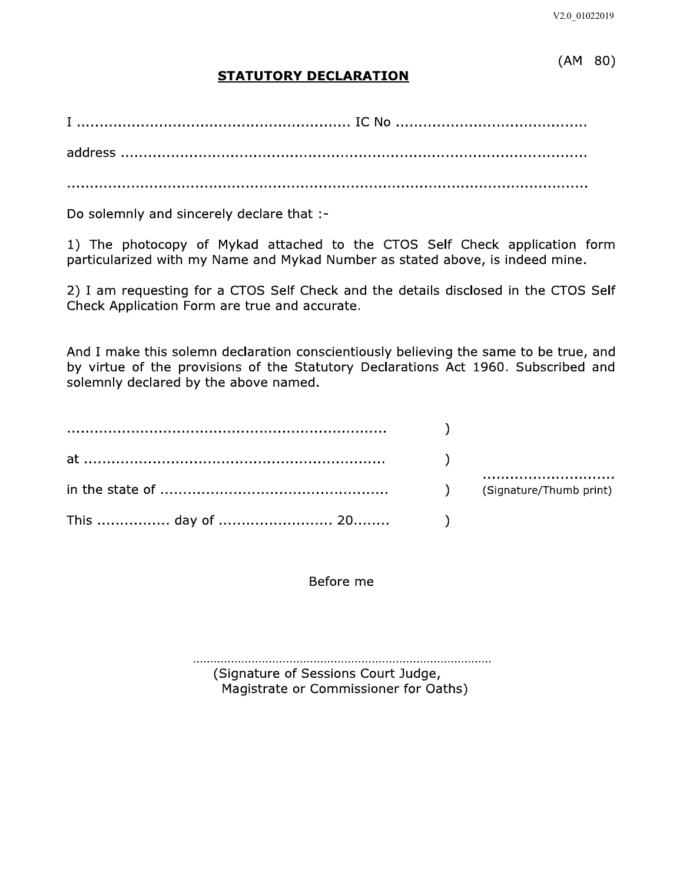(AM 80)

## STATUTORY DECLARATION

I ........................................................... IC No .........................................

address .....................................................................................................

...................................................................................................................

Do solemnly and sincerely declare that :-

1) The photocopy of Mykad attached to the CTOS Self Check application form particularized with my Name and Mykad Number as stated above, is indeed mine.

2) I am requesting for a CTOS Self Check and the details disclosed in the CTOS Self Check Application Form are true and accurate.

And I make this solemn declaration conscientiously believing the same to be true, and by virtue of the provisions of the Statutory Declarations Act 1960. Subscribed and solemnly declared by the above named.

...................................................................... )

at ................................................................. )

in the state of .................................................. ) ............................ (Signature/Thumb print)

This ................ day of ......................... 20........ )

Before me

......................................................................................

(Signature of Sessions Court Judge, Magistrate or Commissioner for Oaths)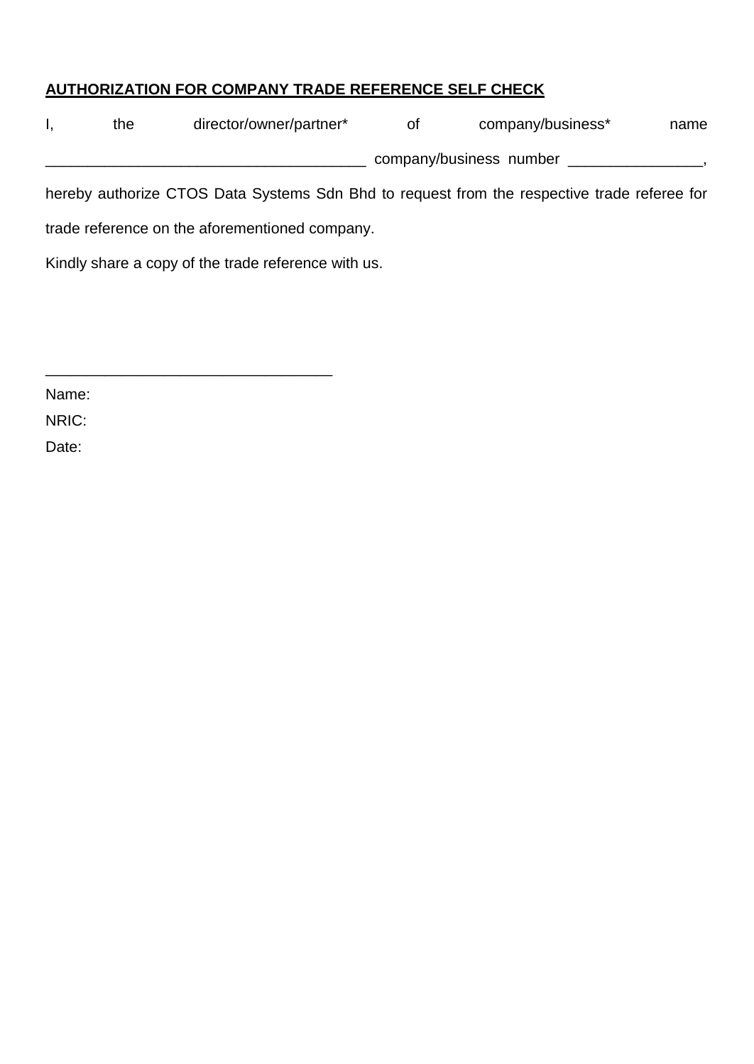**<u>AUTHORIZATION FOR COMPANY TRADE REFERENCE SELF CHECK</u>**

I, the director/owner/partner* of company/business* name _____________________________________ company/business number _______________,

hereby authorize CTOS Data Systems Sdn Bhd to request from the respective trade referee for trade reference on the aforementioned company.

Kindly share a copy of the trade reference with us.

_________________________________

Name:

NRIC:

Date: